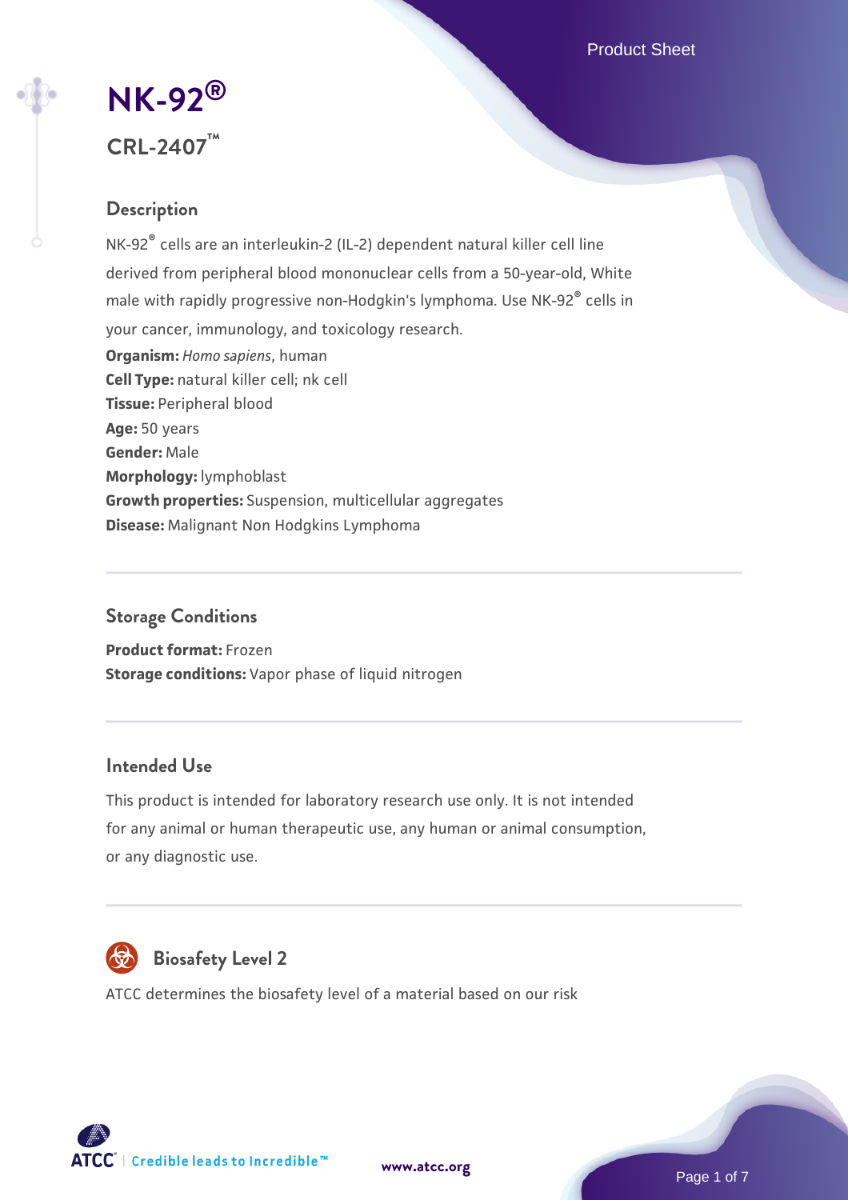# NK-92®

## CRL-2407™

### Description

NK-92® cells are an interleukin-2 (IL-2) dependent natural killer cell line derived from peripheral blood mononuclear cells from a 50-year-old, White male with rapidly progressive non-Hodgkin's lymphoma. Use NK-92® cells in your cancer, immunology, and toxicology research.

**Organism:** *Homo sapiens*, human
**Cell Type:** natural killer cell; nk cell
**Tissue:** Peripheral blood
**Age:** 50 years
**Gender:** Male
**Morphology:** lymphoblast
**Growth properties:** Suspension, multicellular aggregates
**Disease:** Malignant Non Hodgkins Lymphoma

### Storage Conditions

**Product format:** Frozen
**Storage conditions:** Vapor phase of liquid nitrogen

### Intended Use

This product is intended for laboratory research use only. It is not intended for any animal or human therapeutic use, any human or animal consumption, or any diagnostic use.

### Biosafety Level 2

ATCC determines the biosafety level of a material based on our risk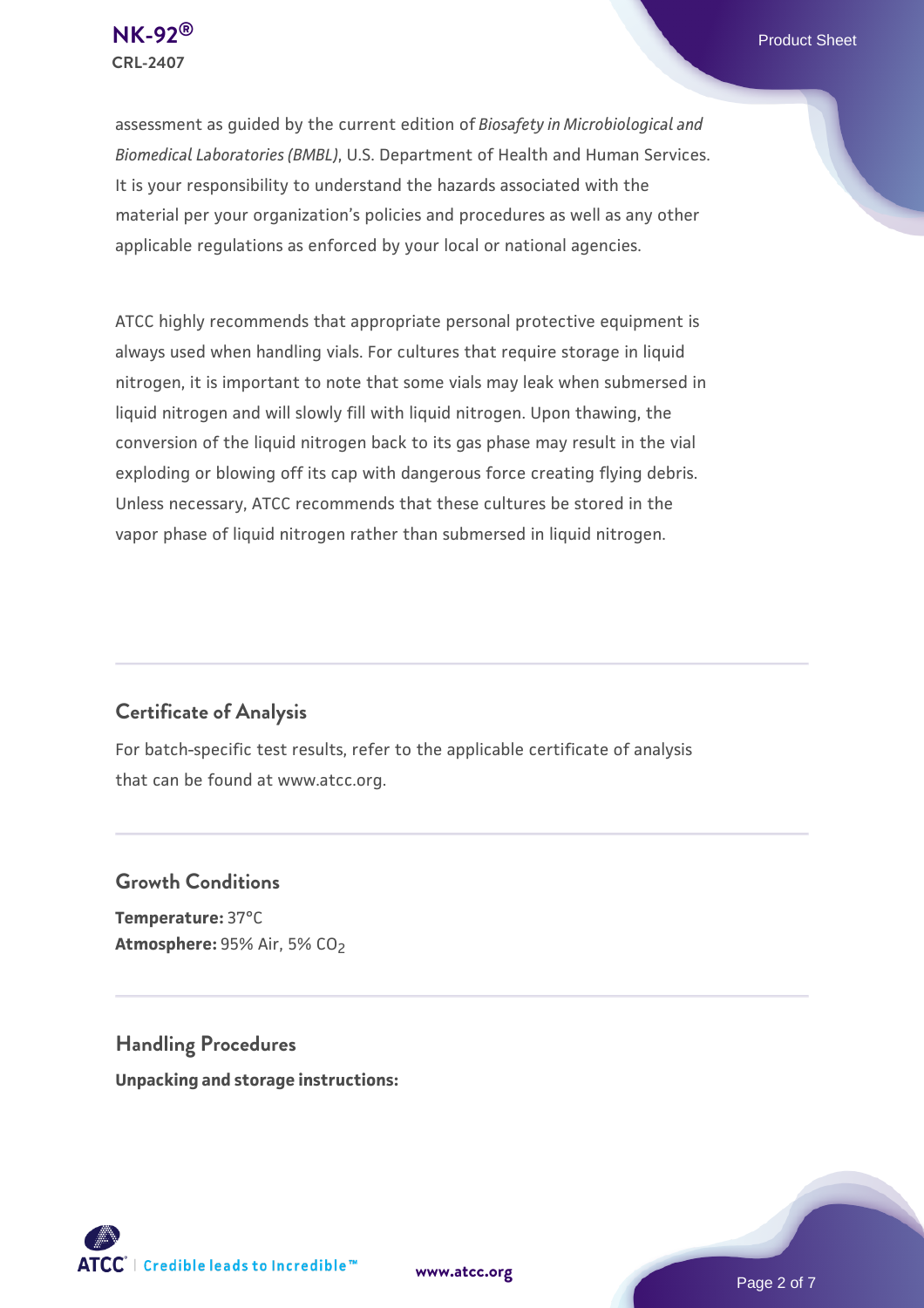assessment as guided by the current edition of *Biosafety in Microbiological and Biomedical Laboratories (BMBL)*, U.S. Department of Health and Human Services. It is your responsibility to understand the hazards associated with the material per your organization's policies and procedures as well as any other applicable regulations as enforced by your local or national agencies.

ATCC highly recommends that appropriate personal protective equipment is always used when handling vials. For cultures that require storage in liquid nitrogen, it is important to note that some vials may leak when submersed in liquid nitrogen and will slowly fill with liquid nitrogen. Upon thawing, the conversion of the liquid nitrogen back to its gas phase may result in the vial exploding or blowing off its cap with dangerous force creating flying debris. Unless necessary, ATCC recommends that these cultures be stored in the vapor phase of liquid nitrogen rather than submersed in liquid nitrogen.

## Certificate of Analysis

For batch-specific test results, refer to the applicable certificate of analysis that can be found at www.atcc.org.

## Growth Conditions

**Temperature:** 37°C
**Atmosphere:** 95% Air, 5% $CO_2$

## Handling Procedures

**Unpacking and storage instructions:**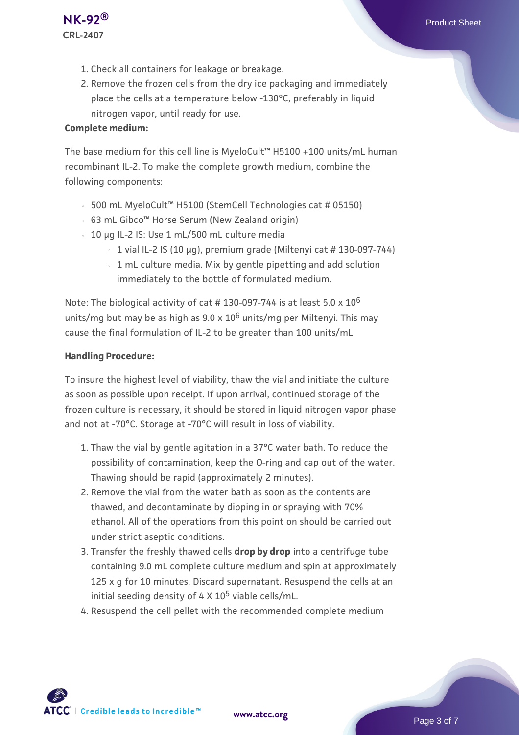1. Check all containers for leakage or breakage.
2. Remove the frozen cells from the dry ice packaging and immediately place the cells at a temperature below -130°C, preferably in liquid nitrogen vapor, until ready for use.

**Complete medium:**

The base medium for this cell line is MyeloCult™ H5100 +100 units/mL human recombinant IL-2. To make the complete growth medium, combine the following components:

- 500 mL MyeloCult™ H5100 (StemCell Technologies cat # 05150)
- 63 mL Gibco™ Horse Serum (New Zealand origin)
- 10 µg IL-2 IS: Use 1 mL/500 mL culture media
  - 1 vial IL-2 IS (10 µg), premium grade (Miltenyi cat # 130-097-744)
  - 1 mL culture media. Mix by gentle pipetting and add solution immediately to the bottle of formulated medium.

Note: The biological activity of cat # 130-097-744 is at least 5.0 x $10^6$ units/mg but may be as high as 9.0 x $10^6$ units/mg per Miltenyi. This may cause the final formulation of IL-2 to be greater than 100 units/mL

**Handling Procedure:**

To insure the highest level of viability, thaw the vial and initiate the culture as soon as possible upon receipt. If upon arrival, continued storage of the frozen culture is necessary, it should be stored in liquid nitrogen vapor phase and not at -70°C. Storage at -70°C will result in loss of viability.

1. Thaw the vial by gentle agitation in a 37°C water bath. To reduce the possibility of contamination, keep the O-ring and cap out of the water. Thawing should be rapid (approximately 2 minutes).
2. Remove the vial from the water bath as soon as the contents are thawed, and decontaminate by dipping in or spraying with 70% ethanol. All of the operations from this point on should be carried out under strict aseptic conditions.
3. Transfer the freshly thawed cells **drop by drop** into a centrifuge tube containing 9.0 mL complete culture medium and spin at approximately 125 x g for 10 minutes. Discard supernatant. Resuspend the cells at an initial seeding density of 4 X $10^5$ viable cells/mL.
4. Resuspend the cell pellet with the recommended complete medium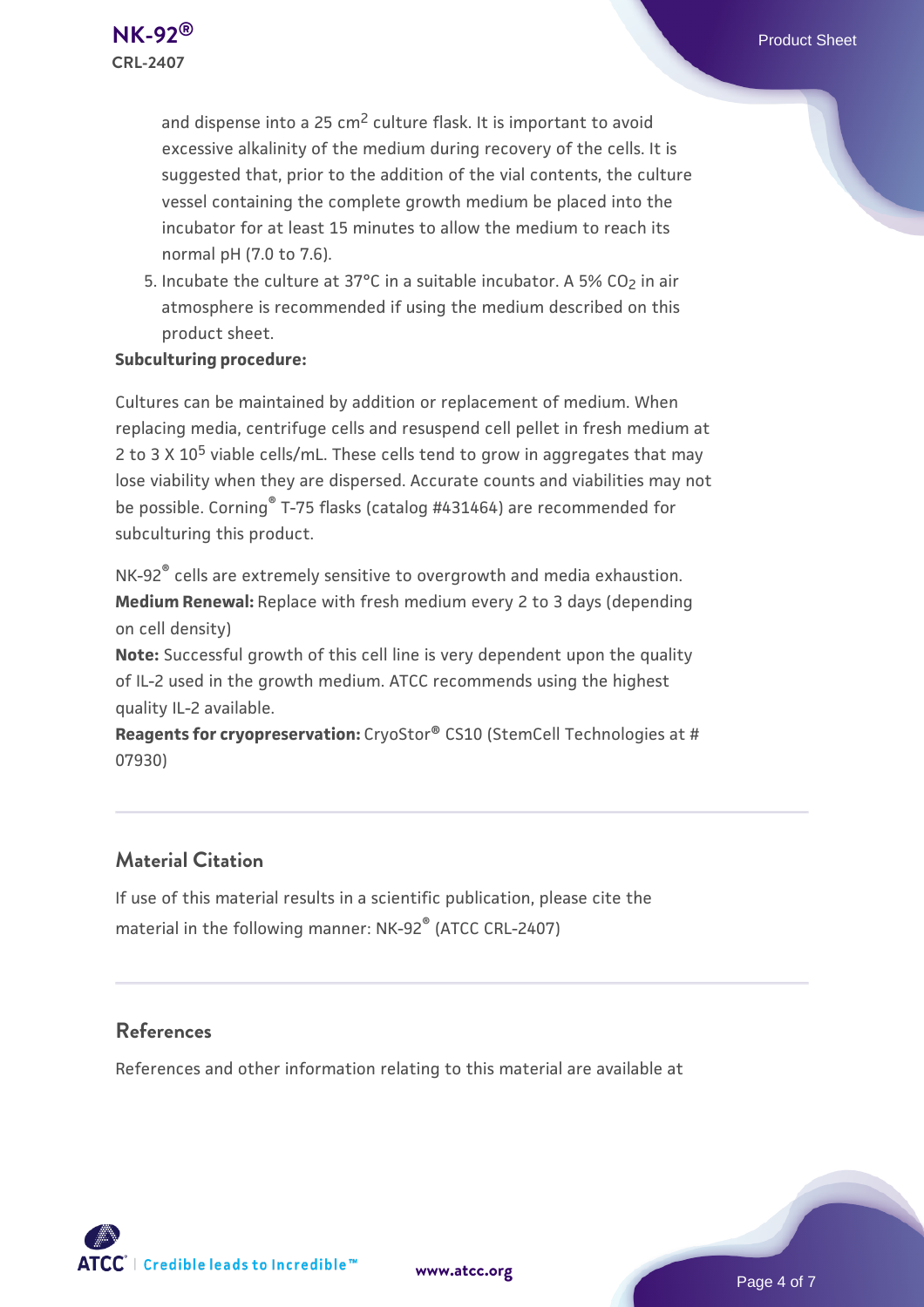and dispense into a 25 $cm^2$ culture flask. It is important to avoid excessive alkalinity of the medium during recovery of the cells. It is suggested that, prior to the addition of the vial contents, the culture vessel containing the complete growth medium be placed into the incubator for at least 15 minutes to allow the medium to reach its normal pH (7.0 to 7.6).

5. Incubate the culture at 37°C in a suitable incubator. A 5% $CO_2$ in air atmosphere is recommended if using the medium described on this product sheet.

**Subculturing procedure:**

Cultures can be maintained by addition or replacement of medium. When replacing media, centrifuge cells and resuspend cell pellet in fresh medium at 2 to 3 X $10^5$ viable cells/mL. These cells tend to grow in aggregates that may lose viability when they are dispersed. Accurate counts and viabilities may not be possible. Corning® T-75 flasks (catalog #431464) are recommended for subculturing this product.

NK-92® cells are extremely sensitive to overgrowth and media exhaustion.
**Medium Renewal:** Replace with fresh medium every 2 to 3 days (depending on cell density)
**Note:** Successful growth of this cell line is very dependent upon the quality of IL-2 used in the growth medium. ATCC recommends using the highest quality IL-2 available.
**Reagents for cryopreservation:** CryoStor® CS10 (StemCell Technologies at # 07930)

## Material Citation

If use of this material results in a scientific publication, please cite the material in the following manner: NK-92® (ATCC CRL-2407)

## References

References and other information relating to this material are available at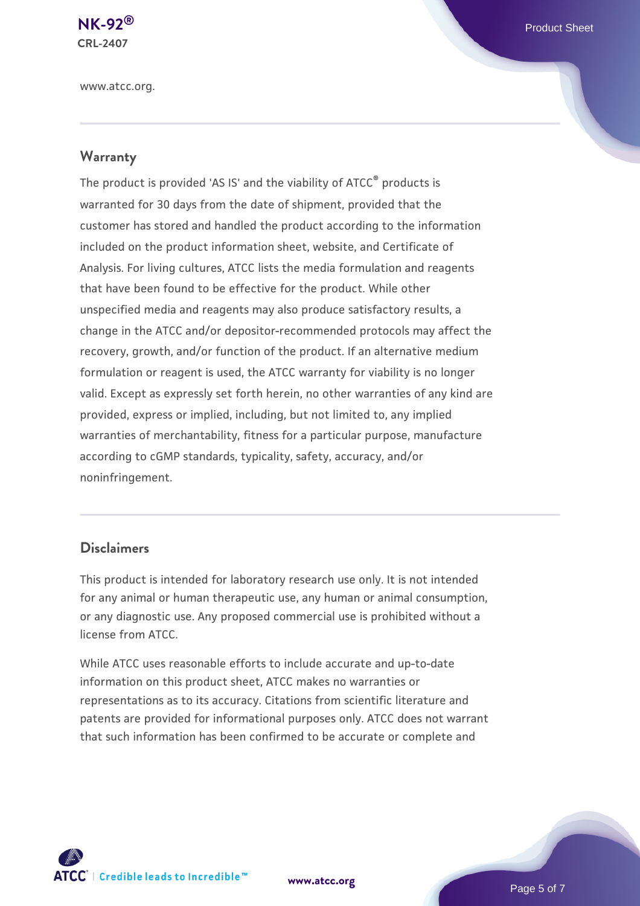www.atcc.org.

## Warranty

The product is provided 'AS IS' and the viability of ATCC® products is warranted for 30 days from the date of shipment, provided that the customer has stored and handled the product according to the information included on the product information sheet, website, and Certificate of Analysis. For living cultures, ATCC lists the media formulation and reagents that have been found to be effective for the product. While other unspecified media and reagents may also produce satisfactory results, a change in the ATCC and/or depositor-recommended protocols may affect the recovery, growth, and/or function of the product. If an alternative medium formulation or reagent is used, the ATCC warranty for viability is no longer valid. Except as expressly set forth herein, no other warranties of any kind are provided, express or implied, including, but not limited to, any implied warranties of merchantability, fitness for a particular purpose, manufacture according to cGMP standards, typicality, safety, accuracy, and/or noninfringement.

## Disclaimers

This product is intended for laboratory research use only. It is not intended for any animal or human therapeutic use, any human or animal consumption, or any diagnostic use. Any proposed commercial use is prohibited without a license from ATCC.

While ATCC uses reasonable efforts to include accurate and up-to-date information on this product sheet, ATCC makes no warranties or representations as to its accuracy. Citations from scientific literature and patents are provided for informational purposes only. ATCC does not warrant that such information has been confirmed to be accurate or complete and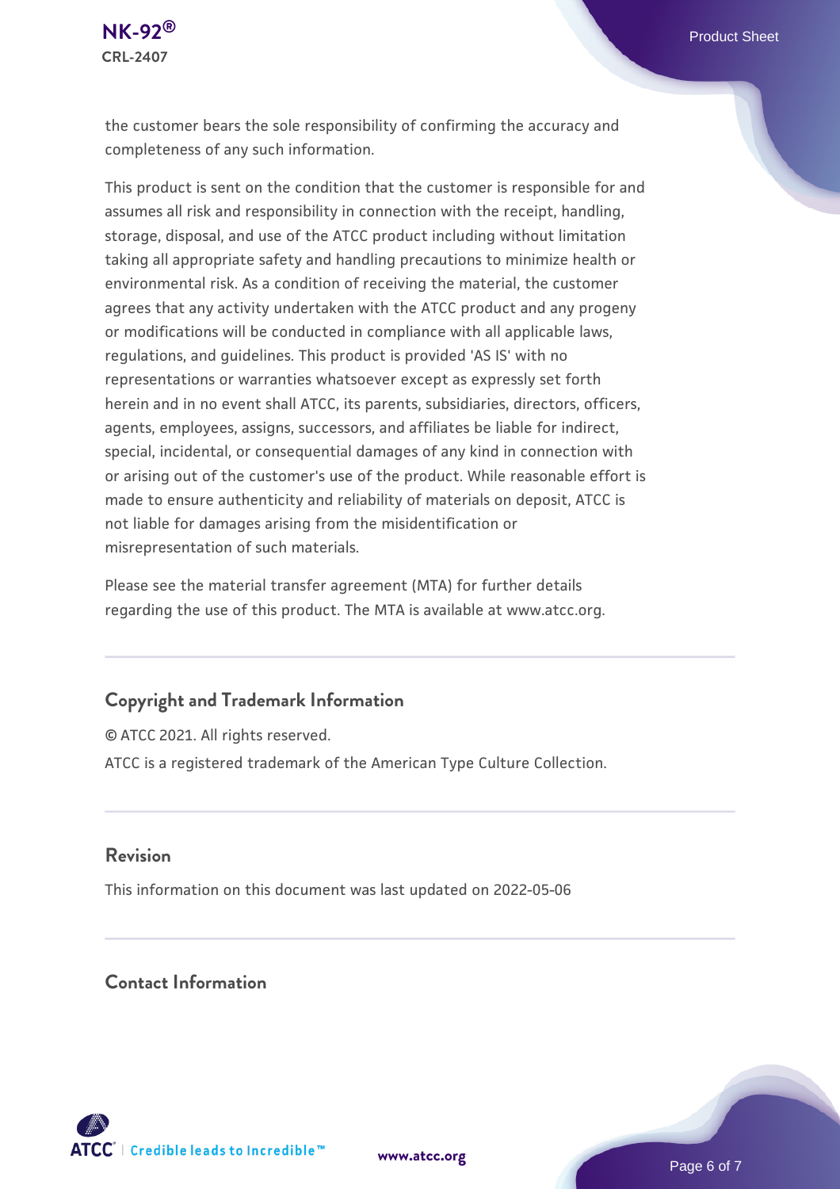the customer bears the sole responsibility of confirming the accuracy and completeness of any such information.

This product is sent on the condition that the customer is responsible for and assumes all risk and responsibility in connection with the receipt, handling, storage, disposal, and use of the ATCC product including without limitation taking all appropriate safety and handling precautions to minimize health or environmental risk. As a condition of receiving the material, the customer agrees that any activity undertaken with the ATCC product and any progeny or modifications will be conducted in compliance with all applicable laws, regulations, and guidelines. This product is provided 'AS IS' with no representations or warranties whatsoever except as expressly set forth herein and in no event shall ATCC, its parents, subsidiaries, directors, officers, agents, employees, assigns, successors, and affiliates be liable for indirect, special, incidental, or consequential damages of any kind in connection with or arising out of the customer's use of the product. While reasonable effort is made to ensure authenticity and reliability of materials on deposit, ATCC is not liable for damages arising from the misidentification or misrepresentation of such materials.

Please see the material transfer agreement (MTA) for further details regarding the use of this product. The MTA is available at www.atcc.org.

## Copyright and Trademark Information

© ATCC 2021. All rights reserved.

ATCC is a registered trademark of the American Type Culture Collection.

## Revision

This information on this document was last updated on 2022-05-06

## Contact Information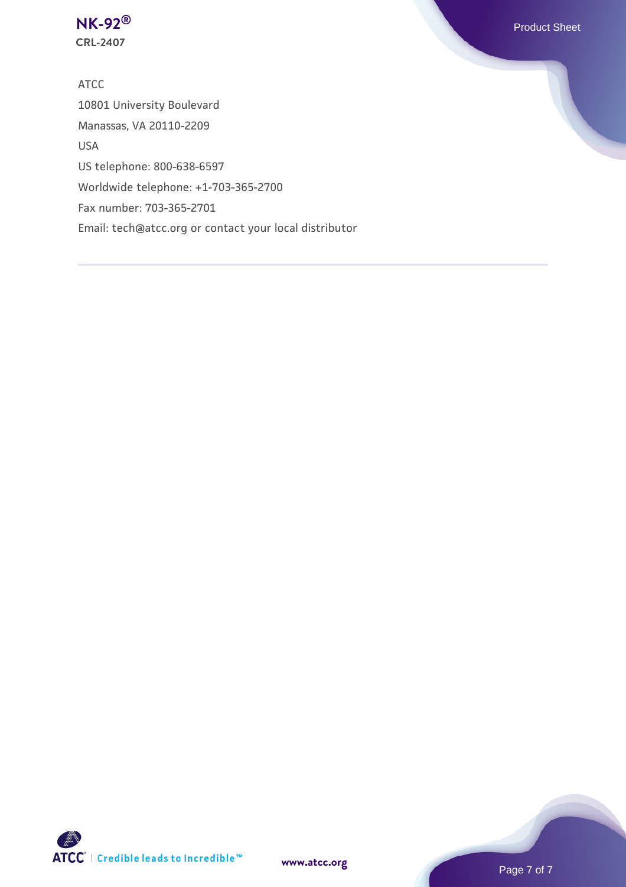ATCC

10801 University Boulevard

Manassas, VA 20110-2209

USA

US telephone: 800-638-6597

Worldwide telephone: +1-703-365-2700

Fax number: 703-365-2701

Email: tech@atcc.org or contact your local distributor